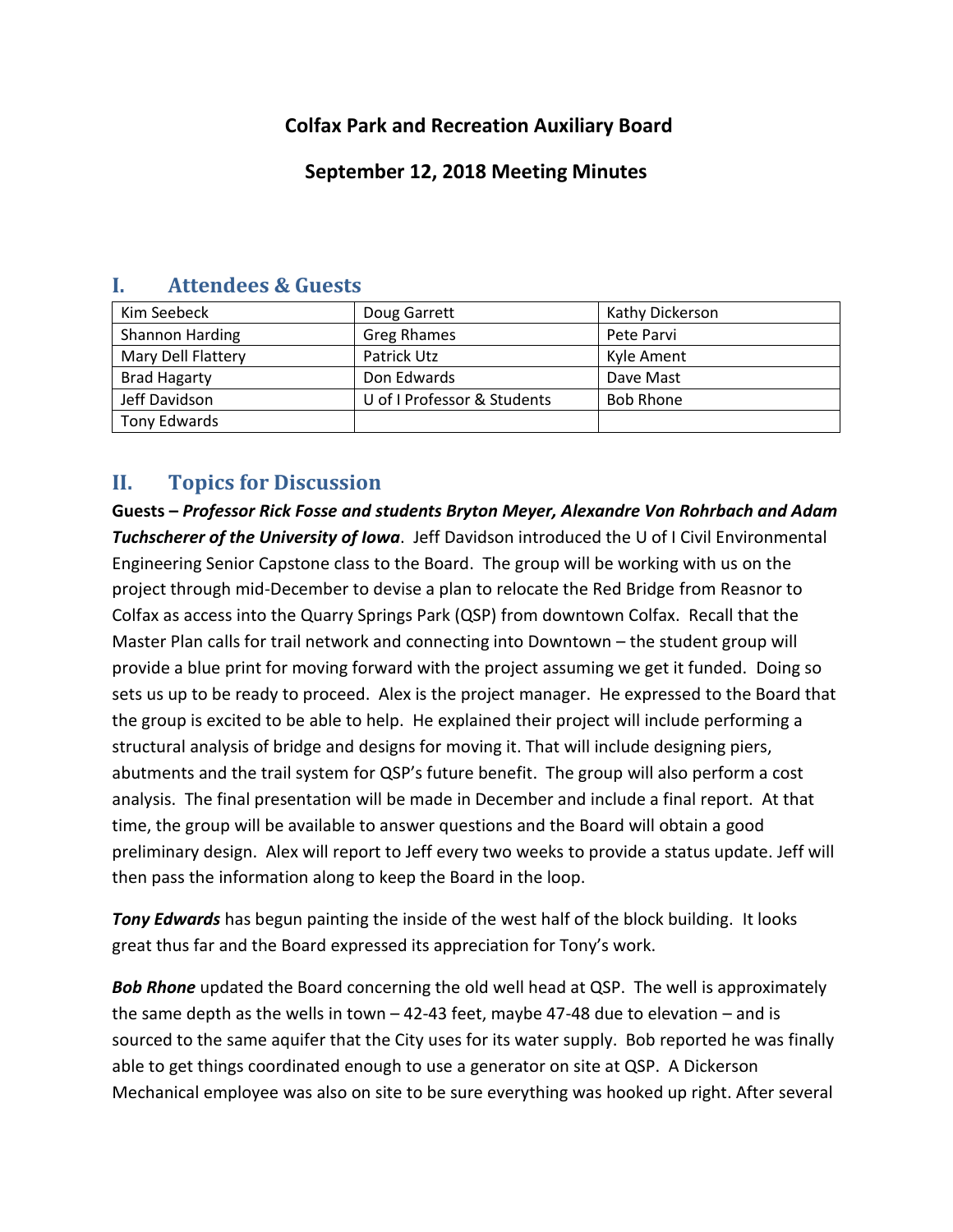# Colfax Park and Recreation Auxiliary Board

## September 12, 2018 Meeting Minutes

## I. Attendees & Guests

| Kim Seebeck | Doug Garrett | Kathy Dickerson |
|---|---|---|
| Shannon Harding | Greg Rhames | Pete Parvi |
| Mary Dell Flattery | Patrick Utz | Kyle Ament |
| Brad Hagarty | Don Edwards | Dave Mast |
| Jeff Davidson | U of I Professor & Students | Bob Rhone |
| Tony Edwards | | |

## II. Topics for Discussion

**Guests –** ***Professor Rick Fosse and students Bryton Meyer, Alexandre Von Rohrbach and Adam Tuchscherer of the University of Iowa***. Jeff Davidson introduced the U of I Civil Environmental Engineering Senior Capstone class to the Board. The group will be working with us on the project through mid-December to devise a plan to relocate the Red Bridge from Reasnor to Colfax as access into the Quarry Springs Park (QSP) from downtown Colfax. Recall that the Master Plan calls for trail network and connecting into Downtown – the student group will provide a blue print for moving forward with the project assuming we get it funded. Doing so sets us up to be ready to proceed. Alex is the project manager. He expressed to the Board that the group is excited to be able to help. He explained their project will include performing a structural analysis of bridge and designs for moving it. That will include designing piers, abutments and the trail system for QSP's future benefit. The group will also perform a cost analysis. The final presentation will be made in December and include a final report. At that time, the group will be available to answer questions and the Board will obtain a good preliminary design. Alex will report to Jeff every two weeks to provide a status update. Jeff will then pass the information along to keep the Board in the loop.

***Tony Edwards*** has begun painting the inside of the west half of the block building. It looks great thus far and the Board expressed its appreciation for Tony's work.

***Bob Rhone*** updated the Board concerning the old well head at QSP. The well is approximately the same depth as the wells in town – 42-43 feet, maybe 47-48 due to elevation – and is sourced to the same aquifer that the City uses for its water supply. Bob reported he was finally able to get things coordinated enough to use a generator on site at QSP. A Dickerson Mechanical employee was also on site to be sure everything was hooked up right. After several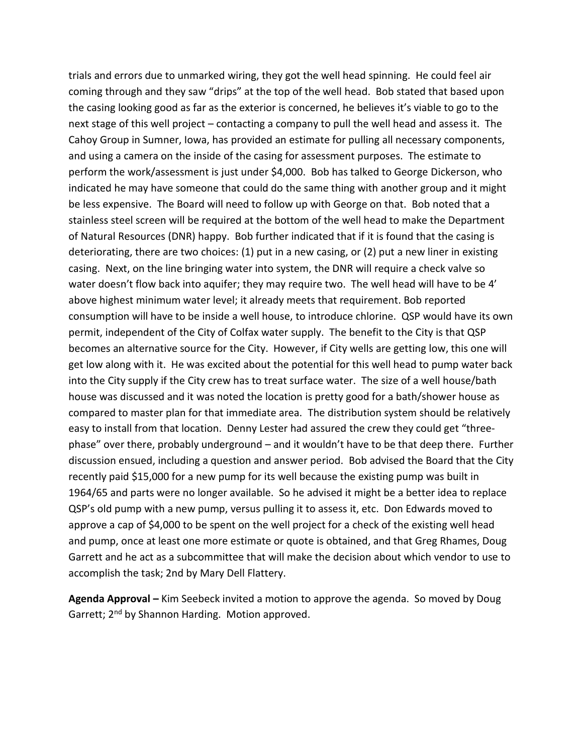trials and errors due to unmarked wiring, they got the well head spinning. He could feel air coming through and they saw "drips" at the top of the well head. Bob stated that based upon the casing looking good as far as the exterior is concerned, he believes it's viable to go to the next stage of this well project – contacting a company to pull the well head and assess it. The Cahoy Group in Sumner, Iowa, has provided an estimate for pulling all necessary components, and using a camera on the inside of the casing for assessment purposes. The estimate to perform the work/assessment is just under $4,000. Bob has talked to George Dickerson, who indicated he may have someone that could do the same thing with another group and it might be less expensive. The Board will need to follow up with George on that. Bob noted that a stainless steel screen will be required at the bottom of the well head to make the Department of Natural Resources (DNR) happy. Bob further indicated that if it is found that the casing is deteriorating, there are two choices: (1) put in a new casing, or (2) put a new liner in existing casing. Next, on the line bringing water into system, the DNR will require a check valve so water doesn't flow back into aquifer; they may require two. The well head will have to be 4' above highest minimum water level; it already meets that requirement. Bob reported consumption will have to be inside a well house, to introduce chlorine. QSP would have its own permit, independent of the City of Colfax water supply. The benefit to the City is that QSP becomes an alternative source for the City. However, if City wells are getting low, this one will get low along with it. He was excited about the potential for this well head to pump water back into the City supply if the City crew has to treat surface water. The size of a well house/bath house was discussed and it was noted the location is pretty good for a bath/shower house as compared to master plan for that immediate area. The distribution system should be relatively easy to install from that location. Denny Lester had assured the crew they could get "three-phase" over there, probably underground – and it wouldn't have to be that deep there. Further discussion ensued, including a question and answer period. Bob advised the Board that the City recently paid $15,000 for a new pump for its well because the existing pump was built in 1964/65 and parts were no longer available. So he advised it might be a better idea to replace QSP's old pump with a new pump, versus pulling it to assess it, etc. Don Edwards moved to approve a cap of $4,000 to be spent on the well project for a check of the existing well head and pump, once at least one more estimate or quote is obtained, and that Greg Rhames, Doug Garrett and he act as a subcommittee that will make the decision about which vendor to use to accomplish the task; 2nd by Mary Dell Flattery.

**Agenda Approval –** Kim Seebeck invited a motion to approve the agenda. So moved by Doug Garrett; 2nd by Shannon Harding. Motion approved.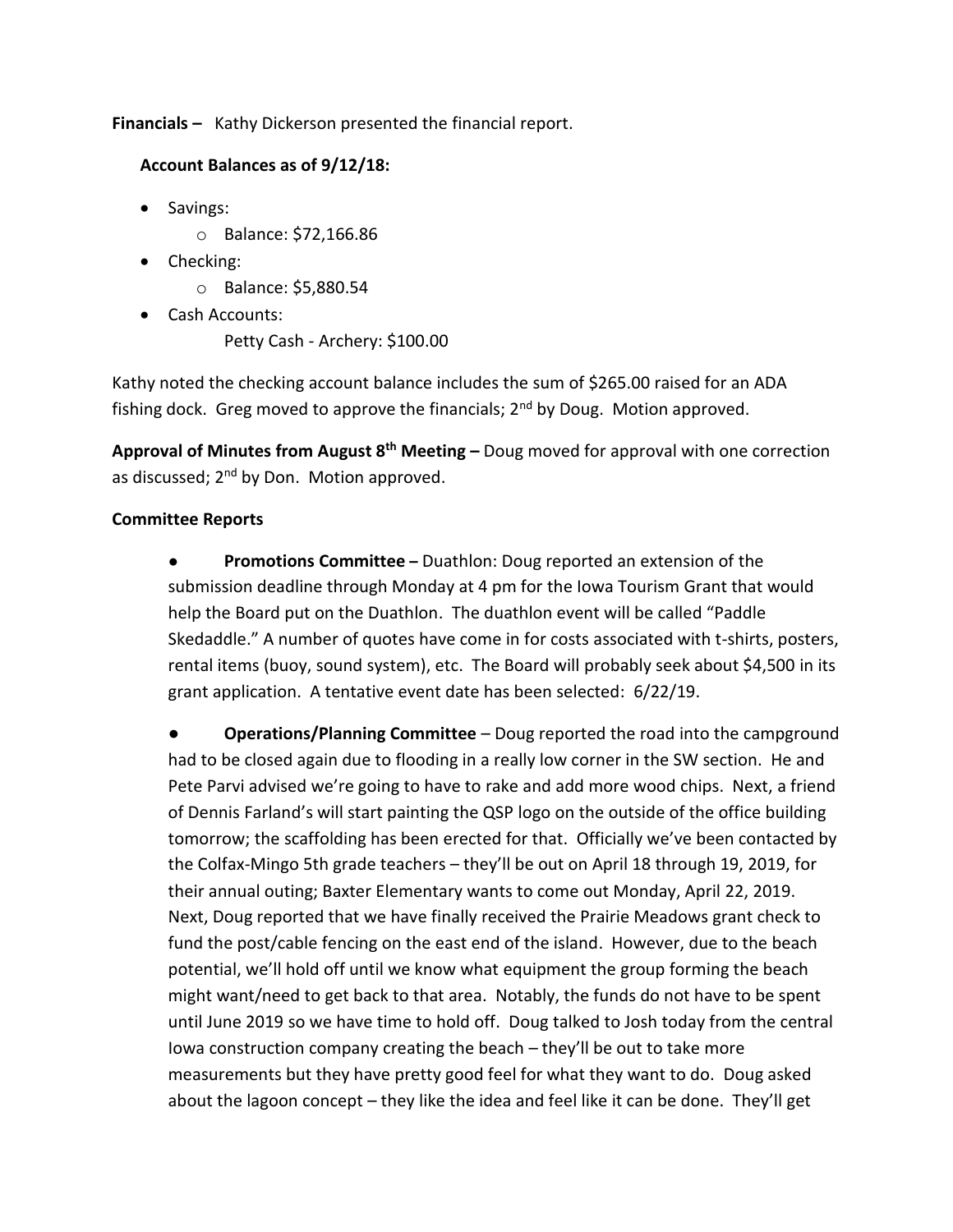**Financials –** Kathy Dickerson presented the financial report.

**Account Balances as of 9/12/18:**

- Savings:
  - Balance: $72,166.86
- Checking:
  - Balance: $5,880.54
- Cash Accounts:
  
  Petty Cash - Archery: $100.00

Kathy noted the checking account balance includes the sum of $265.00 raised for an ADA fishing dock. Greg moved to approve the financials; 2nd by Doug. Motion approved.

**Approval of Minutes from August 8th Meeting –** Doug moved for approval with one correction as discussed; 2nd by Don. Motion approved.

**Committee Reports**

- **Promotions Committee –** Duathlon: Doug reported an extension of the submission deadline through Monday at 4 pm for the Iowa Tourism Grant that would help the Board put on the Duathlon. The duathlon event will be called "Paddle Skedaddle." A number of quotes have come in for costs associated with t-shirts, posters, rental items (buoy, sound system), etc. The Board will probably seek about $4,500 in its grant application. A tentative event date has been selected: 6/22/19.

- **Operations/Planning Committee** – Doug reported the road into the campground had to be closed again due to flooding in a really low corner in the SW section. He and Pete Parvi advised we're going to have to rake and add more wood chips. Next, a friend of Dennis Farland's will start painting the QSP logo on the outside of the office building tomorrow; the scaffolding has been erected for that. Officially we've been contacted by the Colfax-Mingo 5th grade teachers – they'll be out on April 18 through 19, 2019, for their annual outing; Baxter Elementary wants to come out Monday, April 22, 2019. Next, Doug reported that we have finally received the Prairie Meadows grant check to fund the post/cable fencing on the east end of the island. However, due to the beach potential, we'll hold off until we know what equipment the group forming the beach might want/need to get back to that area. Notably, the funds do not have to be spent until June 2019 so we have time to hold off. Doug talked to Josh today from the central Iowa construction company creating the beach – they'll be out to take more measurements but they have pretty good feel for what they want to do. Doug asked about the lagoon concept – they like the idea and feel like it can be done. They'll get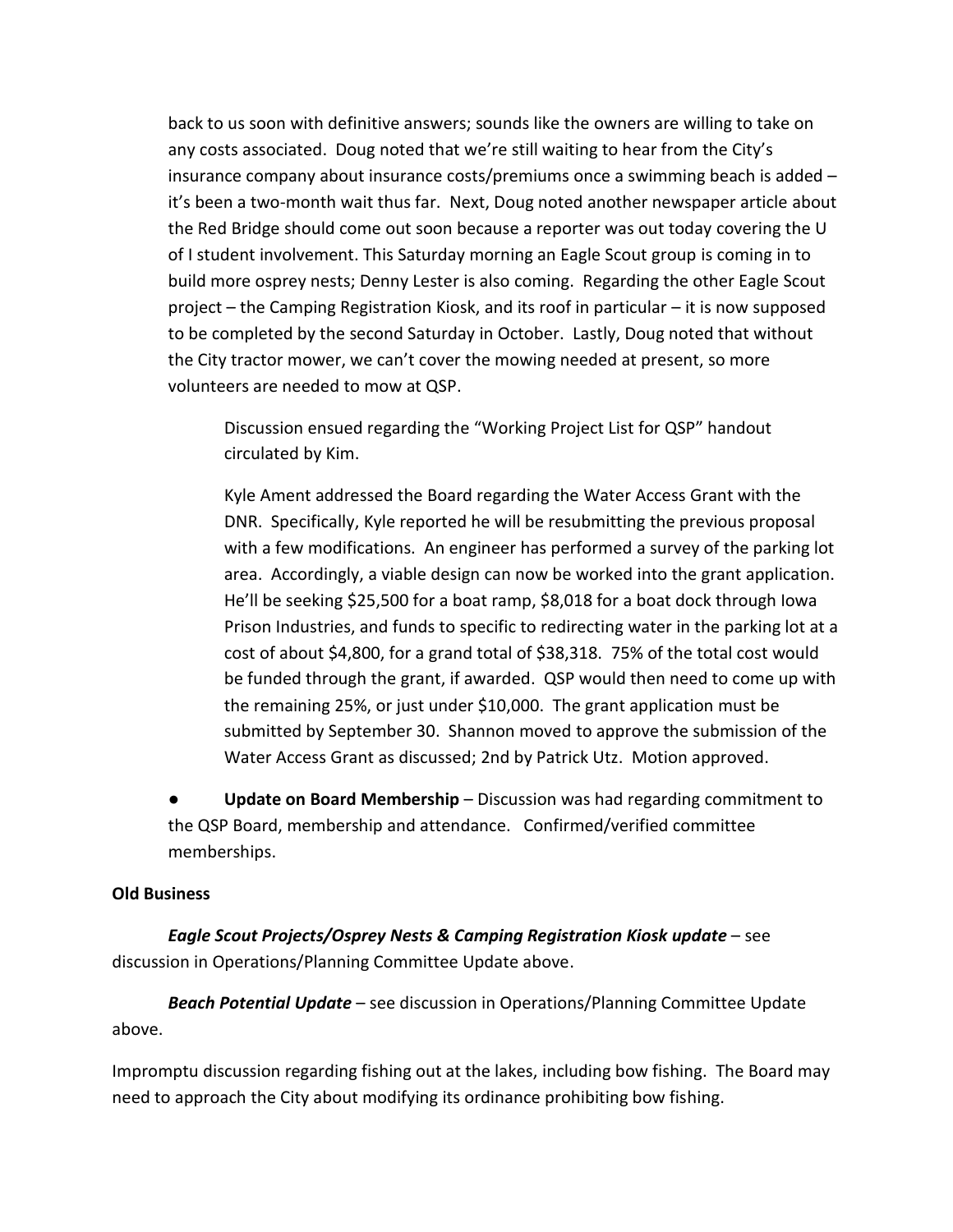back to us soon with definitive answers; sounds like the owners are willing to take on any costs associated. Doug noted that we're still waiting to hear from the City's insurance company about insurance costs/premiums once a swimming beach is added – it's been a two-month wait thus far. Next, Doug noted another newspaper article about the Red Bridge should come out soon because a reporter was out today covering the U of I student involvement. This Saturday morning an Eagle Scout group is coming in to build more osprey nests; Denny Lester is also coming. Regarding the other Eagle Scout project – the Camping Registration Kiosk, and its roof in particular – it is now supposed to be completed by the second Saturday in October. Lastly, Doug noted that without the City tractor mower, we can't cover the mowing needed at present, so more volunteers are needed to mow at QSP.

Discussion ensued regarding the "Working Project List for QSP" handout circulated by Kim.

Kyle Ament addressed the Board regarding the Water Access Grant with the DNR. Specifically, Kyle reported he will be resubmitting the previous proposal with a few modifications. An engineer has performed a survey of the parking lot area. Accordingly, a viable design can now be worked into the grant application. He'll be seeking $25,500 for a boat ramp, $8,018 for a boat dock through Iowa Prison Industries, and funds to specific to redirecting water in the parking lot at a cost of about $4,800, for a grand total of $38,318. 75% of the total cost would be funded through the grant, if awarded. QSP would then need to come up with the remaining 25%, or just under $10,000. The grant application must be submitted by September 30. Shannon moved to approve the submission of the Water Access Grant as discussed; 2nd by Patrick Utz. Motion approved.

- **Update on Board Membership** – Discussion was had regarding commitment to the QSP Board, membership and attendance. Confirmed/verified committee memberships.

**Old Business**

***Eagle Scout Projects/Osprey Nests & Camping Registration Kiosk update*** – see discussion in Operations/Planning Committee Update above.

***Beach Potential Update*** – see discussion in Operations/Planning Committee Update above.

Impromptu discussion regarding fishing out at the lakes, including bow fishing. The Board may need to approach the City about modifying its ordinance prohibiting bow fishing.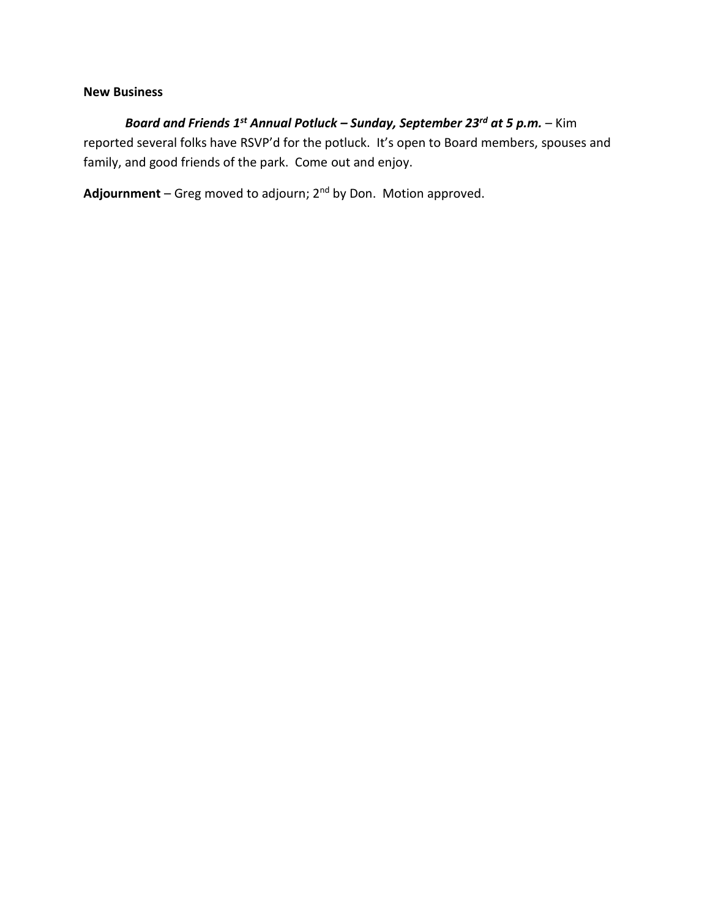**New Business**

***Board and Friends 1st Annual Potluck – Sunday, September 23rd at 5 p.m.*** – Kim reported several folks have RSVP'd for the potluck. It's open to Board members, spouses and family, and good friends of the park. Come out and enjoy.

**Adjournment** – Greg moved to adjourn; 2nd by Don. Motion approved.